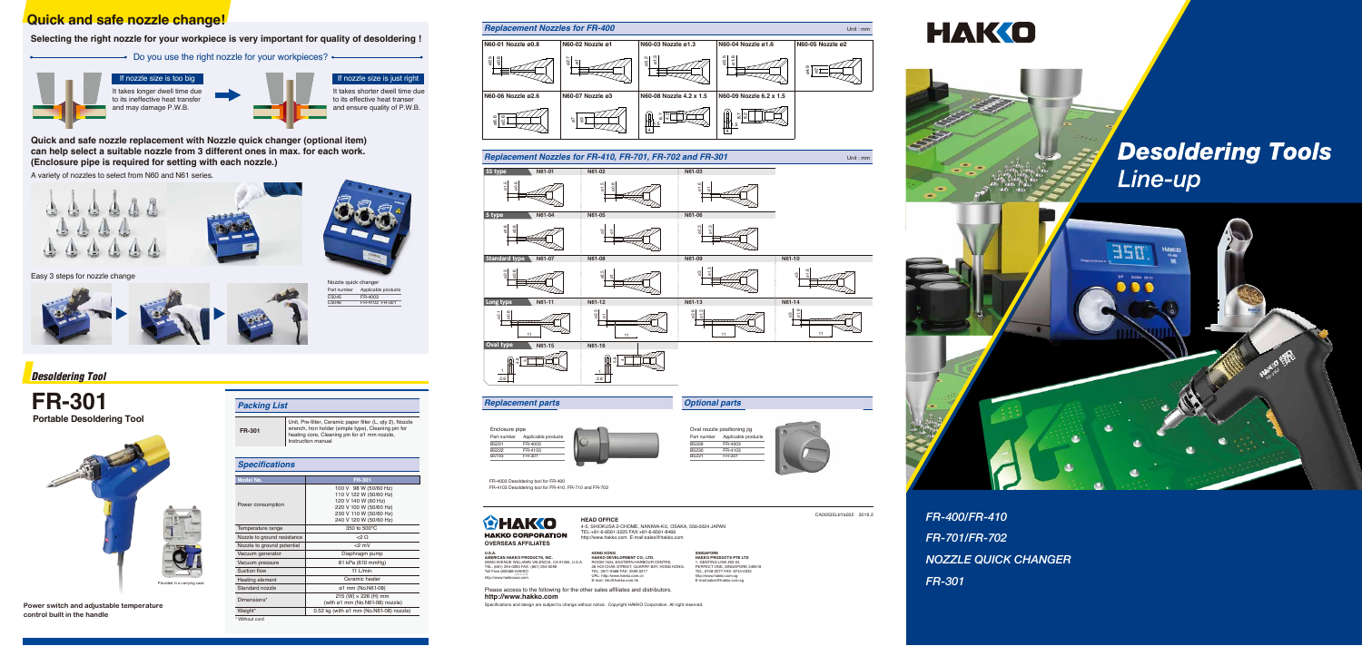# Quick and safe nozzle change!

**Selecting the right nozzle for your workpiece is very important for quality of desoldering !**

Do you use the right nozzle for your workpieces?

**If nozzle size is too big**

It takes longer dwell time due to its ineffective heat transfer and may damage P.W.B.

**If nozzle size is just right**

It takes shorter dwell time due to its effective heat transer and ensure quality of P.W.B.

**Quick and safe nozzle replacement with Nozzle quick changer (optional item) can help select a suitable nozzle from 3 different ones in max. for each work. (Enclosure pipe is required for setting with each nozzle.)**

A variety of nozzles to select from N60 and N61 series.

Easy 3 steps for nozzle change

Nozzle quick changer

| Part number | Applicable products |
|---|---|
| C5045 | FR-4003 |
| C5046 | FR-4103, FR-301 |

## Desoldering Tool

# FR-301

**Portable Desoldering Tool**

Provided in a carrying case

**Power switch and adjustable temperature control built in the handle**

### Packing List

| FR-301 | Unit, Pre-filter, Ceramic paper filter (L, qty 2), Nozzle wrench, Iron holder (simple type), Cleaning pin for heating core, Cleaning pin for ø1 mm nozzle, Instruction manual |
|---|---|

### Specifications

| Model No. | FR-301 |
|---|---|
| Power consumption | 100 V 98 W (50/60 Hz)<br>110 V 122 W (50/60 Hz)<br>120 V 140 W (60 Hz)<br>220 V 100 W (50/60 Hz)<br>230 V 110 W (50/60 Hz)<br>240 V 120 W (50/60 Hz) |
| Temperature range | 350 to 500°C |
| Nozzle to ground resistance | <2 Ω |
| Nozzle to ground potential | <2 mV |
| Vacuum generator | Diaphragm pump |
| Vacuum pressure | 81 kPa (610 mmHg) |
| Suction flow | 11 L/min. |
| Heating element | Ceramic heater |
| Standard nozzle | ø1 mm (No.N61-08) |
| Dimensions* | 215 (W) x 226 (H) mm (with ø1 mm (No.N61-08) nozzle) |
| Weight* | 0.52 kg (with ø1 mm (No.N61-08) nozzle) |

*Without cord

### Replacement Nozzles for FR-400

Unit : mm

| N60-01 Nozzle ø0.8 | N60-02 Nozzle ø1 | N60-03 Nozzle ø1.3 | N60-04 Nozzle ø1.6 | N60-05 Nozzle ø2 |
|---|---|---|---|---|
| **N60-06 Nozzle ø2.6** | **N60-07 Nozzle ø3** | **N60-08 Nozzle 4.2 x 1.5** | **N60-09 Nozzle 6.2 x 1.5** | |

### Replacement Nozzles for FR-410, FR-701, FR-702 and FR-301

Unit : mm

| Type | | | | |
|---|---|---|---|---|
| SS type | N61-01 | N61-02 | N61-03 | |
| S type | N61-04 | N61-05 | N61-06 | |
| Standard type | N61-07 | N61-08 | N61-09 | N61-10 |
| Long type | N61-11 | N61-12 | N61-13 | N61-14 |
| Oval type | N61-15 | N61-16 | | |

### Replacement parts

Enclosure pipe

| Part number | Applicable products |
|---|---|
| B5231 | FR-4003 |
| B5232 | FR-4103 |
| B5192 | FR-301 |

### Optional parts

Oval nozzle positioning jig

| Part number | Applicable products |
|---|---|
| B5229 | FR-4003 |
| B5230 | FR-4103 |
| B5231 | FR-301 |

FR-4003 Desoldering tool for FR-400
FR-4103 Desoldering tool for FR-410, FR-710 and FR-702

CA00535Lb Ya002 2019.2

HAKKO CORPORATION

**HEAD OFFICE**
4-5, SHIOKUSA 2-CHOME, NANIWA-KU, OSAKA, 556-0024 JAPAN
TEL:+81-6-6561-3225 FAX:+81-6-6561-8466
http://www.hakko.com E-mail:sales@hakko.com

**OVERSEAS AFFILIATES**

**U.S.A.**
**AMERICAN HAKKO PRODUCTS, INC.**
28920 AVENUE WILLIAMS VALENCIA, CA 91355, U.S.A.
TEL: (661) 294-0090 FAX: (661) 294-0096
Toll Free (800)88-HAKKO
http://www.hakkousa.com

**HONG KONG**
**HAKKO DEVELOPMENT CO., LTD.**
ROOM 1304, EASTERN HARBOUR CENTRE, 28 HOI CHAK STREET, QUARRY BAY, HONG KONG.
TEL: 2811-5588 FAX: 2590-0217
URL: http://www.hakko.com.cn
E-mail: info@hakko.com.hk

**SINGAPORE**
**HAKKO PRODUCTS PTE.LTD.**
1, GENTING LINK #02-04 PERFECT ONE, SINGAPORE 349518
TEL: 6748-2277 FAX: 6744-0033
http://www.hakko.com.sg
E-mail:sales@hakko.com.sg

Please access to the following for the other sales affiliates and distributors.
**http://www.hakko.com**

Specifications and design are subject to change without notice. Copyright HAKKO Corporation. All right reserved.

# HAKKO

# Desoldering Tools Line-up

*FR-400/FR-410*
*FR-701/FR-702*
*NOZZLE QUICK CHANGER*
*FR-301*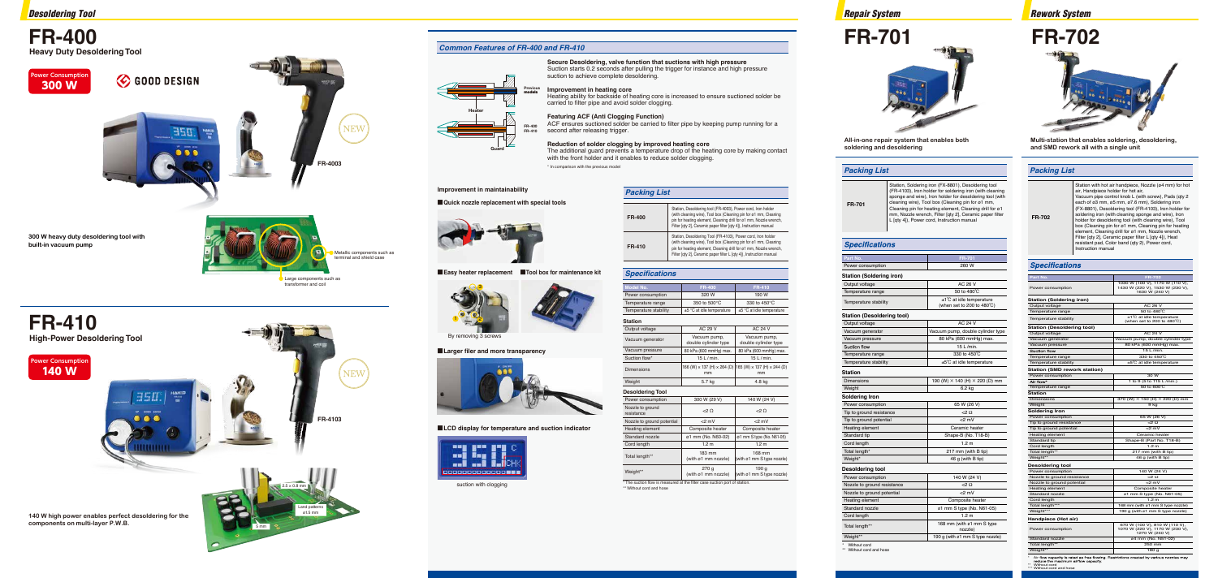# Desoldering Tool

# FR-400
## Heavy Duty Desoldering Tool

Power Consumption **300 W**

GOOD DESIGN

NEW

FR-4003

FR-400

300 W heavy duty desoldering tool with built-in vacuum pump

Metallic components such as terminal and shield case

Large components such as transformer and coil

# FR-410
## High-Power Desoldering Tool

Power Consumption **140 W**

NEW

FR-4103

FR-410

2.5 x 0.8 mm

Land patterns ø1.5 mm

5 mm

140 W high power enables perfect desoldering for the components on multi-layer P.W.B.

## Common Features of FR-400 and FR-410

Previous models

Heater

FR-400 FR-410

Guard

**Secure Desoldering, valve function that suctions with high pressure**
Suction starts 0.2 seconds after pulling the trigger for instance and high pressure suction to achieve complete desoldering.

**Improvement in heating core**
Heating ability for backside of heating core is increased to ensure suctioned solder be carried to filter pipe and avoid solder clogging.

**Featuring ACF (Anti Clogging Function)**
ACF ensures suctioned solder be carried to filter pipe by keeping pump running for a second after releasing trigger.

**Reduction of solder clogging by improved heating core**
The additional guard prevents a temperature drop of the heating core by making contact with the front holder and it enables to reduce solder clogging.

\* In comparison with the previous model

### Improvement in maintainability

■ **Quick nozzle replacement with special tools**

■ **Easy heater replacement** ■ **Tool box for maintenance kit**

By removing 3 screws

■ **Larger filer and more transparency**

■ **LCD display for temperature and suction indicator**

suction with clogging

## Packing List

| | |
|---|---|
| FR-400 | Station, Desoldering tool (FR-4003), Power cord, Iron holder (with cleaning wire), Tool box (Cleaning pin for ø1 mm, Cleaning pin for heating element, Cleaning drill for ø1 mm, Nozzle wrench, Filter [qty 2], Ceramic paper filter [qty 4]), Instruction manual |
| FR-410 | Station, Desoldering Tool (FR-4103), Power cord, Iron holder (with cleaning wire), Tool box (Cleaning pin for ø1 mm, Cleaning pin for heating element, Cleaning drill for ø1 mm, Nozzle wrench, Filter [qty 2], Ceramic paper filter [qty 4]), Instruction manual |

## Specifications

| Model No. | FR-400 | FR-410 |
|---|---|---|
| Power consumption | 320 W | 190 W |
| Temperature range | 350 to 500°C | 330 to 450°C |
| Temperature stability | ±5 °C at idle temperature | ±5 °C at idle temperature |
| **Station** | | |
| Output voltage | AC 29 V | AC 24 V |
| Vacuum generator | Vacuum pump, double cylinder type | Vacuum pump, double cylinder type |
| Vacuum pressure | 80 kPa (600 mmHg) max. | 80 kPa (600 mmHg) max. |
| Suction flow* | 15 L / min. | 15 L / min. |
| Dimensions | 166 (W) x 137 (H) x 264 (D) mm | 165 (W) x 137 (H) x 244 (D) mm |
| Weight | 5.7 kg | 4.8 kg |
| **Desoldering Tool** | | |
| Power consumption | 300 W (29 V) | 140 W (24 V) |
| Nozzle to ground resistance | <2 Ω | <2 Ω |
| Nozzle to ground potential | <2 mV | <2 mV |
| Heating element | Composite heater | Composite heater |
| Standard nozzle | ø1 mm (No. N60-02) | ø1 mm S type (No. N61-05) |
| Cord length | 1.2 m | 1.2 m |
| Total length** | 183 mm (with ø1 mm nozzle) | 168 mm (with ø1 mm S type nozzle) |
| Weight** | 270 g (with ø1 mm nozzle) | 190 g (with ø1 mm S type nozzle) |

\* The suction flow is measured at the filter case suction port of station.
\*\* Without cord and hose

# Repair System

# FR-701

All-in-one repair system that enables both soldering and desoldering

## Packing List

| | |
|---|---|
| FR-701 | Station, Soldering iron (FX-8801), Desoldering tool (FR-4103), Iron holder for soldering iron (with cleaning sponge and wire), Iron holder for desoldering tool (with cleaning wire), Tool box (Cleaning pin for ø1 mm, Cleaning pin for heating element, Cleaning drill for ø1 mm, Nozzle wrench, Filter [qty 2], Ceramic paper filter L [qty 4]), Power cord, Instruction manual |

## Specifications

| Part No. | FR-701 |
|---|---|
| Power consumption | 260 W |
| **Station (Soldering iron)** | |
| Output voltage | AC 26 V |
| Temperature range | 50 to 480℃ |
| Temperature stability | ±1℃ at idle temperature (when set to 200 to 480℃) |
| **Station (Desoldering tool)** | |
| Output voltage | AC 24 V |
| Vacuum generator | Vacuum pump, double cylinder type |
| Vacuum pressure | 80 kPa (600 mmHg) max. |
| Suction flow | 15 L /min. |
| Temperature range | 330 to 450℃ |
| Temperature stability | ±5℃ at idle temperature |
| **Station** | |
| Dimensions | 190 (W) × 140 (H) × 220 (D) mm |
| Weight | 6.2 kg |
| **Soldering iron** | |
| Power consumption | 65 W (26 V) |
| Tip to ground resistance | <2 Ω |
| Tip to ground potential | <2 mV |
| Heating element | Ceramic heater |
| Standard tip | Shape-B (No. T18-B) |
| Cord length | 1.2 m |
| Total length* | 217 mm (with B tip) |
| Weight* | 46 g (with B tip) |
| **Desoldering tool** | |
| Power consumption | 140 W (24 V) |
| Nozzle to ground resistance | <2 Ω |
| Nozzle to ground potential | <2 mV |
| Heating element | Composite heater |
| Standard nozzle | ø1 mm S type (No. N61-05) |
| Cord length | 1.2 m |
| Total length** | 168 mm (with ø1 mm S type nozzle) |
| Weight** | 190 g (with ø1 mm S type nozzle) |

\* Without cord
\*\* Without cord and hose

# Rework System

# FR-702

Multi-station that enables soldering, desoldering, and SMD rework all with a single unit

## Packing List

| | |
|---|---|
| FR-702 | Station with hot air handpiece, Nozzle (ø4 mm) for hot air, Handpiece holder for hot air, Vacuum pipe control knob L (with screw), Pads (qty 2 each of ø3 mm, ø5 mm, ø7.6 mm), Soldering iron (FX-8801), Desoldering tool (FR-4103), Iron holder for soldering iron (with cleaning sponge and wire), Iron holder for desoldering tool (with cleaning wire), Tool box (Cleaning pin for ø1 mm, Cleaning pin for heating element, Cleaning drill for ø1 mm, Nozzle wrench, Filter [qty 2], Ceramic paper filter L [qty 4]), Heat resistant pad, Color band (qty 2), Power cord, Instruction manual |

## Specifications

| Part No. | FR-702 |
|---|---|
| Power consumption | 1080 W (100 V), 1170 W (110 V), 1430 W (220 V), 1530 W (230 V), 1630 W (240 V) |
| **Station (Soldering iron)** | |
| Output voltage | AC 26 V |
| Temperature range | 50 to 480℃ |
| Temperature stability | ±1℃ at idle temperature (when set to 200 to 480℃) |
| **Station (Desoldering tool)** | |
| Output voltage | AC 24 V |
| Vacuum generator | Vacuum pump, double cylinder type |
| Vacuum pressure | 80 kPa (600 mmHg) max. |
| Suction flow | 15 L /min. |
| Temperature range | 330 to 450℃ |
| Temperature stability | ±5℃ at idle temperature |
| **Station (SMD rework station)** | |
| Power consumption | 30 W |
| Air flow* | 1 to 9 (5 to 115 L/min.) |
| Temperature range | 50 to 600℃ |
| **Station** | |
| Dimensions | 370 (W) × 150 (H) × 220 (D) mm |
| Weight | 8 kg |
| **Soldering iron** | |
| Power consumption | 65 W (26 V) |
| Tip to ground resistance | <2 Ω |
| Tip to ground potential | <2 mV |
| Heating element | Ceramic heater |
| Standard tip | Shape-B (Part No. T18-B) |
| Cord length | 1.2 m |
| Total length** | 217 mm (with B tip) |
| Weight** | 46 g (with B tip) |
| **Desoldering tool** | |
| Power consumption | 140 W (24 V) |
| Nozzle to ground resistance | <2 Ω |
| Nozzle to ground potential | <2 mV |
| Heating element | Composite heater |
| Standard nozzle | ø1 mm S type (No. N61-05) |
| Cord length | 1.2 m |
| Total length*** | 168 mm (with ø1 mm S type nozzle) |
| Weight*** | 190 g (with ø1 mm S type nozzle) |
| **Handpiece (Hot air)** | |
| Power consumption | 670 W (100 V), 810 W (110 V), 1070 W (220 V), 1170 W (230 V), 1270 W (240 V) |
| Standard nozzle | ø4 mm (No. N51-03) |
| Total length** | 258 mm |
| Weight** | 180 g |

\* Air flow capacity is rated as free flowing. Restrictions created by various nozzles may reduce the maximum airflow capacity.
\*\* Without cord
\*\*\* Without cord and hose